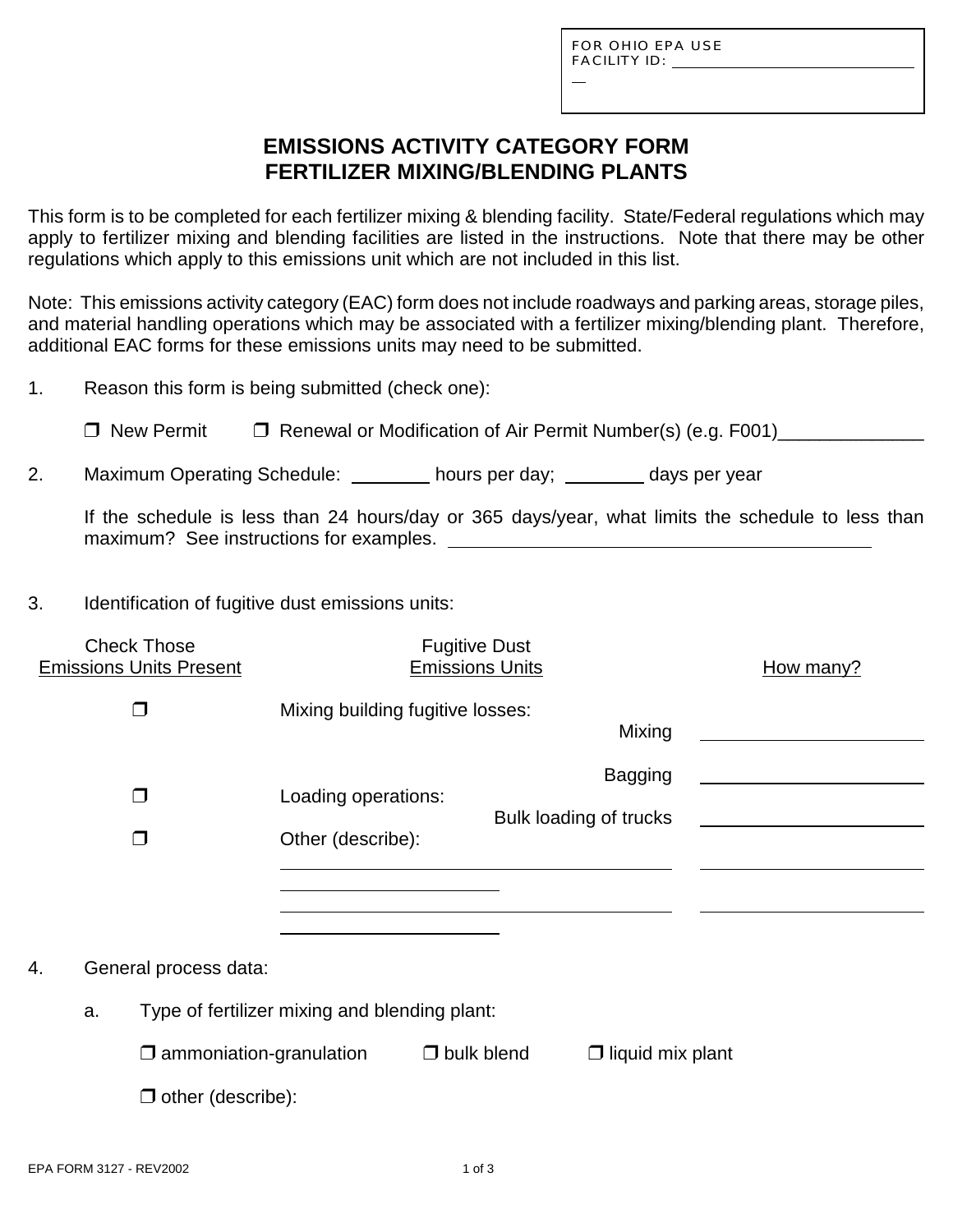FOR OHIO EPA USE
FACILITY ID: ____________________

# EMISSIONS ACTIVITY CATEGORY FORM
# FERTILIZER MIXING/BLENDING PLANTS

This form is to be completed for each fertilizer mixing & blending facility. State/Federal regulations which may apply to fertilizer mixing and blending facilities are listed in the instructions. Note that there may be other regulations which apply to this emissions unit which are not included in this list.

Note: This emissions activity category (EAC) form does not include roadways and parking areas, storage piles, and material handling operations which may be associated with a fertilizer mixing/blending plant. Therefore, additional EAC forms for these emissions units may need to be submitted.

1. Reason this form is being submitted (check one):

   ❒ New Permit     ❒ Renewal or Modification of Air Permit Number(s) (e.g. F001)______________

2. Maximum Operating Schedule: ________ hours per day; ________ days per year

   If the schedule is less than 24 hours/day or 365 days/year, what limits the schedule to less than maximum? See instructions for examples. ____________________________________________

3. Identification of fugitive dust emissions units:

| Check Those Emissions Units Present | Fugitive Dust Emissions Units | | How many? |
|---|---|---|---|
| ❒ | Mixing building fugitive losses: | Mixing | ________ |
| | | Bagging | ________ |
| ❒ | Loading operations: | Bulk loading of trucks | ________ |
| ❒ | Other (describe): ________________________ | | ________ |
| | ________________________ | | ________ |

4. General process data:

   a. Type of fertilizer mixing and blending plant:

      ❒ ammoniation-granulation     ❒ bulk blend     ❒ liquid mix plant

      ❒ other (describe):

EPA FORM 3127 - REV2002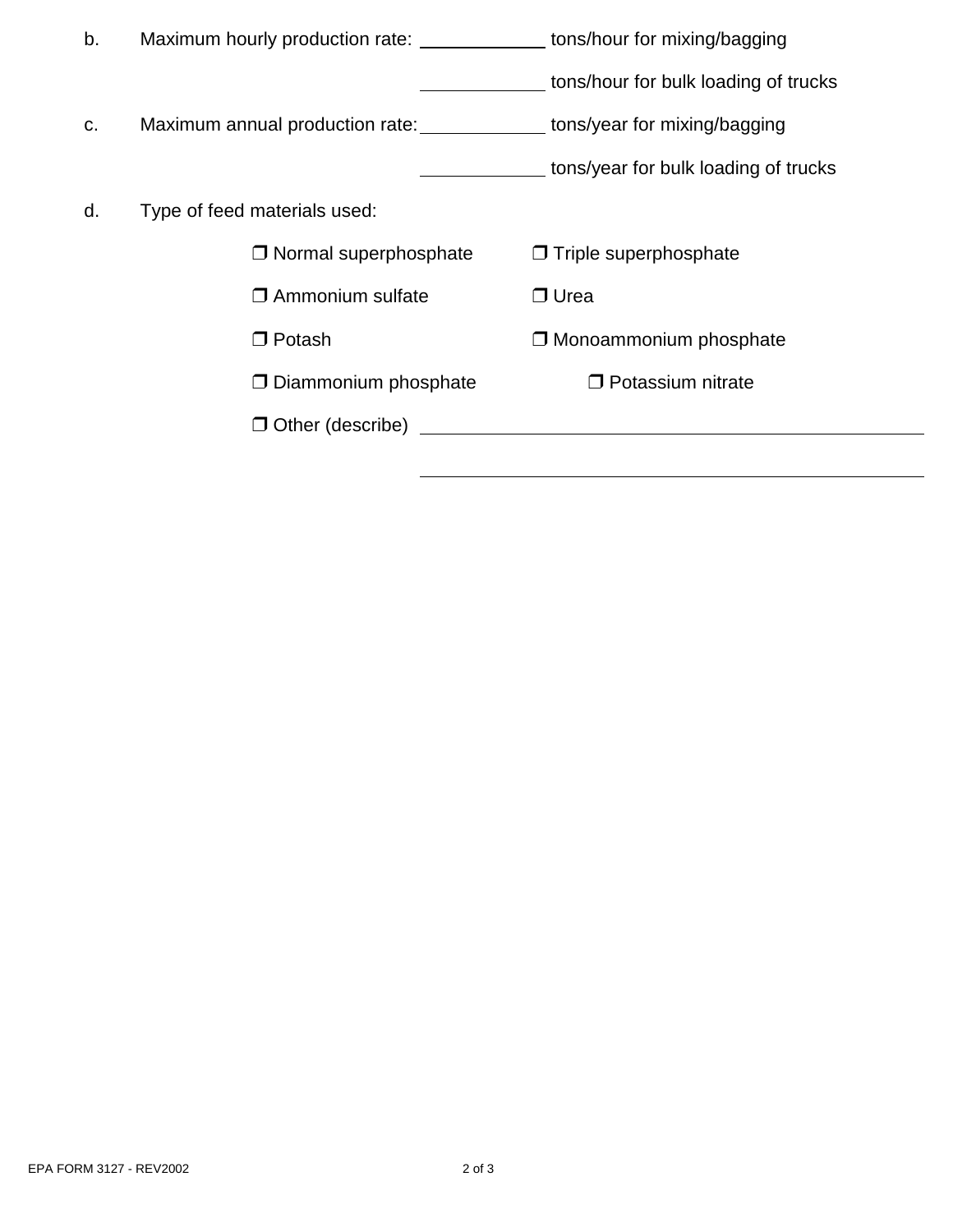b. Maximum hourly production rate: ____________ tons/hour for mixing/bagging

____________ tons/hour for bulk loading of trucks

c. Maximum annual production rate: ____________ tons/year for mixing/bagging

____________ tons/year for bulk loading of trucks

d. Type of feed materials used:

❒ Normal superphosphate ❒ Triple superphosphate

❒ Ammonium sulfate ❒ Urea

❒ Potash ❒ Monoammonium phosphate

❒ Diammonium phosphate ❒ Potassium nitrate

❒ Other (describe) ______________________________________________

______________________________________________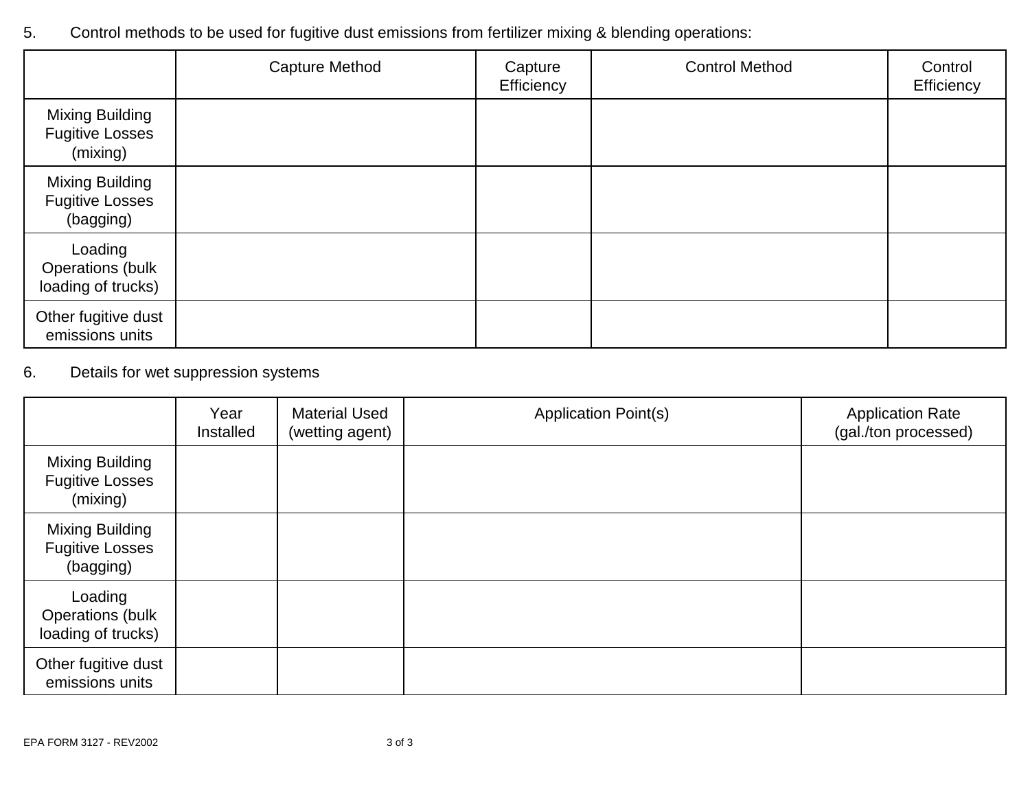5. Control methods to be used for fugitive dust emissions from fertilizer mixing & blending operations:

| | Capture Method | Capture Efficiency | Control Method | Control Efficiency |
|---|---|---|---|---|
| Mixing Building Fugitive Losses (mixing) | | | | |
| Mixing Building Fugitive Losses (bagging) | | | | |
| Loading Operations (bulk loading of trucks) | | | | |
| Other fugitive dust emissions units | | | | |

6. Details for wet suppression systems

| | Year Installed | Material Used (wetting agent) | Application Point(s) | Application Rate (gal./ton processed) |
|---|---|---|---|---|
| Mixing Building Fugitive Losses (mixing) | | | | |
| Mixing Building Fugitive Losses (bagging) | | | | |
| Loading Operations (bulk loading of trucks) | | | | |
| Other fugitive dust emissions units | | | | |

EPA FORM 3127 - REV2002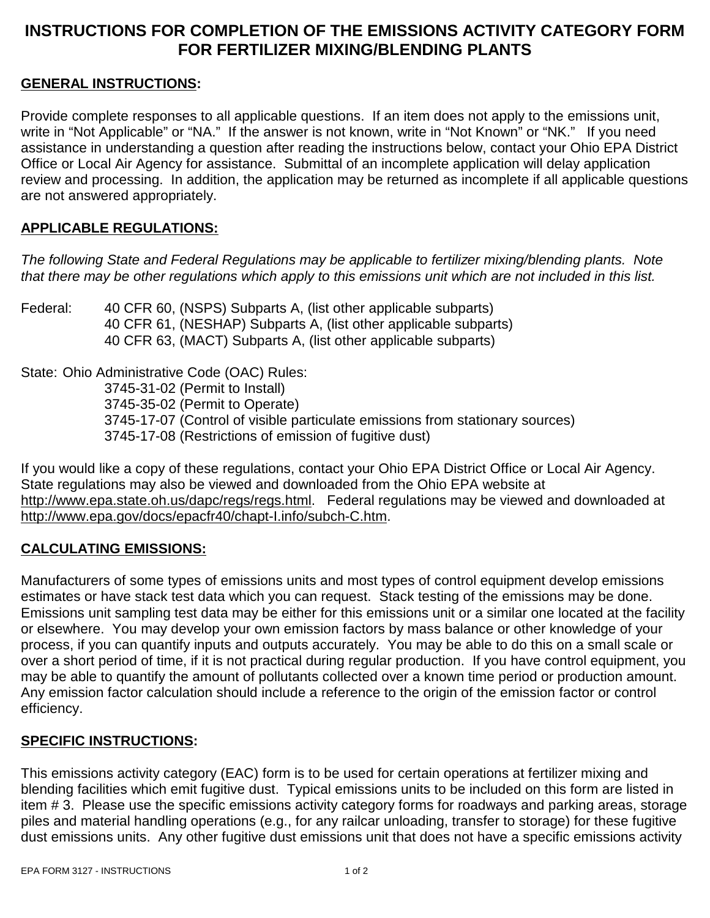# INSTRUCTIONS FOR COMPLETION OF THE EMISSIONS ACTIVITY CATEGORY FORM FOR FERTILIZER MIXING/BLENDING PLANTS

## GENERAL INSTRUCTIONS:

Provide complete responses to all applicable questions. If an item does not apply to the emissions unit, write in "Not Applicable" or "NA." If the answer is not known, write in "Not Known" or "NK." If you need assistance in understanding a question after reading the instructions below, contact your Ohio EPA District Office or Local Air Agency for assistance. Submittal of an incomplete application will delay application review and processing. In addition, the application may be returned as incomplete if all applicable questions are not answered appropriately.

## APPLICABLE REGULATIONS:

*The following State and Federal Regulations may be applicable to fertilizer mixing/blending plants. Note that there may be other regulations which apply to this emissions unit which are not included in this list.*

Federal:
- 40 CFR 60, (NSPS) Subparts A, (list other applicable subparts)
- 40 CFR 61, (NESHAP) Subparts A, (list other applicable subparts)
- 40 CFR 63, (MACT) Subparts A, (list other applicable subparts)

State: Ohio Administrative Code (OAC) Rules:
- 3745-31-02 (Permit to Install)
- 3745-35-02 (Permit to Operate)
- 3745-17-07 (Control of visible particulate emissions from stationary sources)
- 3745-17-08 (Restrictions of emission of fugitive dust)

If you would like a copy of these regulations, contact your Ohio EPA District Office or Local Air Agency. State regulations may also be viewed and downloaded from the Ohio EPA website at http://www.epa.state.oh.us/dapc/regs/regs.html. Federal regulations may be viewed and downloaded at http://www.epa.gov/docs/epacfr40/chapt-I.info/subch-C.htm.

## CALCULATING EMISSIONS:

Manufacturers of some types of emissions units and most types of control equipment develop emissions estimates or have stack test data which you can request. Stack testing of the emissions may be done. Emissions unit sampling test data may be either for this emissions unit or a similar one located at the facility or elsewhere. You may develop your own emission factors by mass balance or other knowledge of your process, if you can quantify inputs and outputs accurately. You may be able to do this on a small scale or over a short period of time, if it is not practical during regular production. If you have control equipment, you may be able to quantify the amount of pollutants collected over a known time period or production amount. Any emission factor calculation should include a reference to the origin of the emission factor or control efficiency.

## SPECIFIC INSTRUCTIONS:

This emissions activity category (EAC) form is to be used for certain operations at fertilizer mixing and blending facilities which emit fugitive dust. Typical emissions units to be included on this form are listed in item # 3. Please use the specific emissions activity category forms for roadways and parking areas, storage piles and material handling operations (e.g., for any railcar unloading, transfer to storage) for these fugitive dust emissions units. Any other fugitive dust emissions unit that does not have a specific emissions activity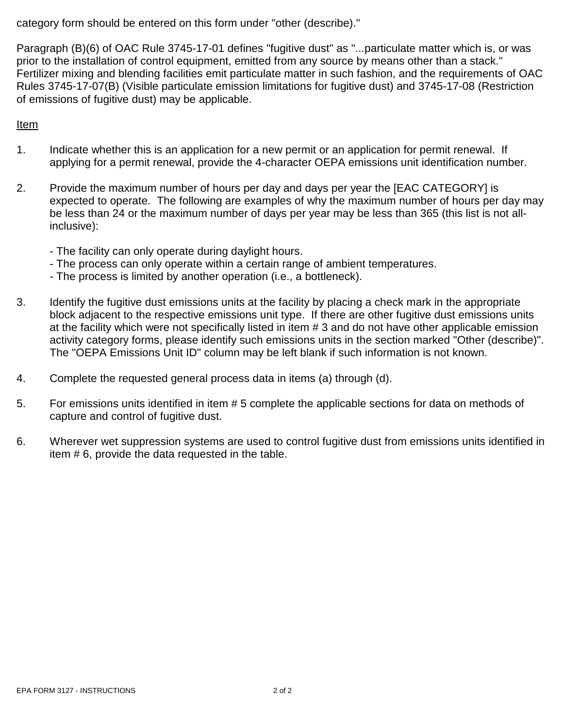category form should be entered on this form under "other (describe)."

Paragraph (B)(6) of OAC Rule 3745-17-01 defines "fugitive dust" as "...particulate matter which is, or was prior to the installation of control equipment, emitted from any source by means other than a stack." Fertilizer mixing and blending facilities emit particulate matter in such fashion, and the requirements of OAC Rules 3745-17-07(B) (Visible particulate emission limitations for fugitive dust) and 3745-17-08 (Restriction of emissions of fugitive dust) may be applicable.

Item

1. Indicate whether this is an application for a new permit or an application for permit renewal. If applying for a permit renewal, provide the 4-character OEPA emissions unit identification number.

2. Provide the maximum number of hours per day and days per year the [EAC CATEGORY] is expected to operate. The following are examples of why the maximum number of hours per day may be less than 24 or the maximum number of days per year may be less than 365 (this list is not all-inclusive):

   - The facility can only operate during daylight hours.
   - The process can only operate within a certain range of ambient temperatures.
   - The process is limited by another operation (i.e., a bottleneck).

3. Identify the fugitive dust emissions units at the facility by placing a check mark in the appropriate block adjacent to the respective emissions unit type. If there are other fugitive dust emissions units at the facility which were not specifically listed in item # 3 and do not have other applicable emission activity category forms, please identify such emissions units in the section marked "Other (describe)". The "OEPA Emissions Unit ID" column may be left blank if such information is not known.

4. Complete the requested general process data in items (a) through (d).

5. For emissions units identified in item # 5 complete the applicable sections for data on methods of capture and control of fugitive dust.

6. Wherever wet suppression systems are used to control fugitive dust from emissions units identified in item # 6, provide the data requested in the table.